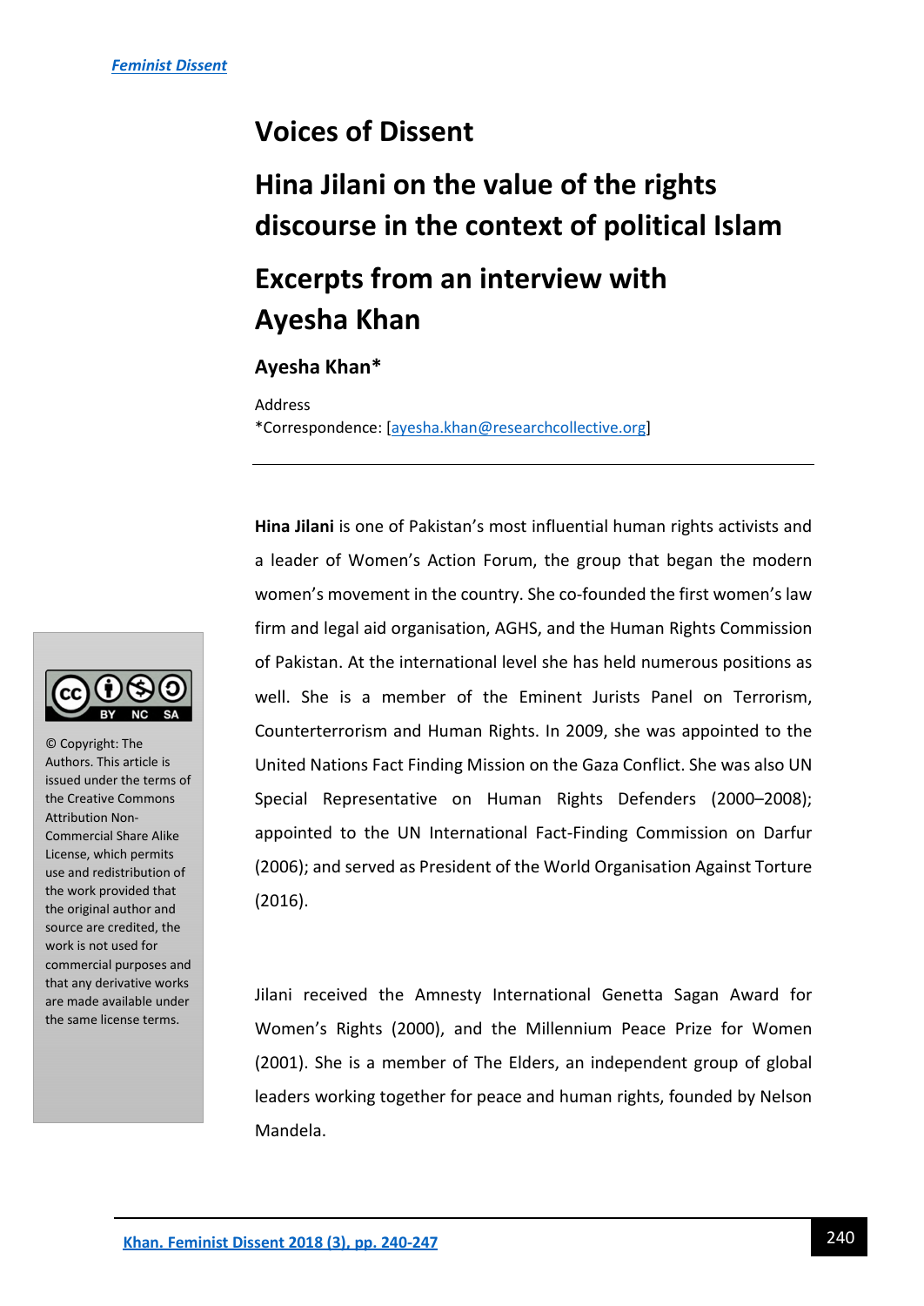*Feminist Dissent*

# Voices of Dissent

# Hina Jilani on the value of the rights discourse in the context of political Islam

# Excerpts from an interview with Ayesha Khan

**Ayesha Khan***

Address

*Correspondence: [ayesha.khan@researchcollective.org]

© Copyright: The Authors. This article is issued under the terms of the Creative Commons Attribution Non-Commercial Share Alike License, which permits use and redistribution of the work provided that the original author and source are credited, the work is not used for commercial purposes and that any derivative works are made available under the same license terms.

---

**Hina Jilani** is one of Pakistan's most influential human rights activists and a leader of Women's Action Forum, the group that began the modern women's movement in the country. She co-founded the first women's law firm and legal aid organisation, AGHS, and the Human Rights Commission of Pakistan. At the international level she has held numerous positions as well. She is a member of the Eminent Jurists Panel on Terrorism, Counterterrorism and Human Rights. In 2009, she was appointed to the United Nations Fact Finding Mission on the Gaza Conflict. She was also UN Special Representative on Human Rights Defenders (2000–2008); appointed to the UN International Fact-Finding Commission on Darfur (2006); and served as President of the World Organisation Against Torture (2016).

Jilani received the Amnesty International Genetta Sagan Award for Women's Rights (2000), and the Millennium Peace Prize for Women (2001). She is a member of The Elders, an independent group of global leaders working together for peace and human rights, founded by Nelson Mandela.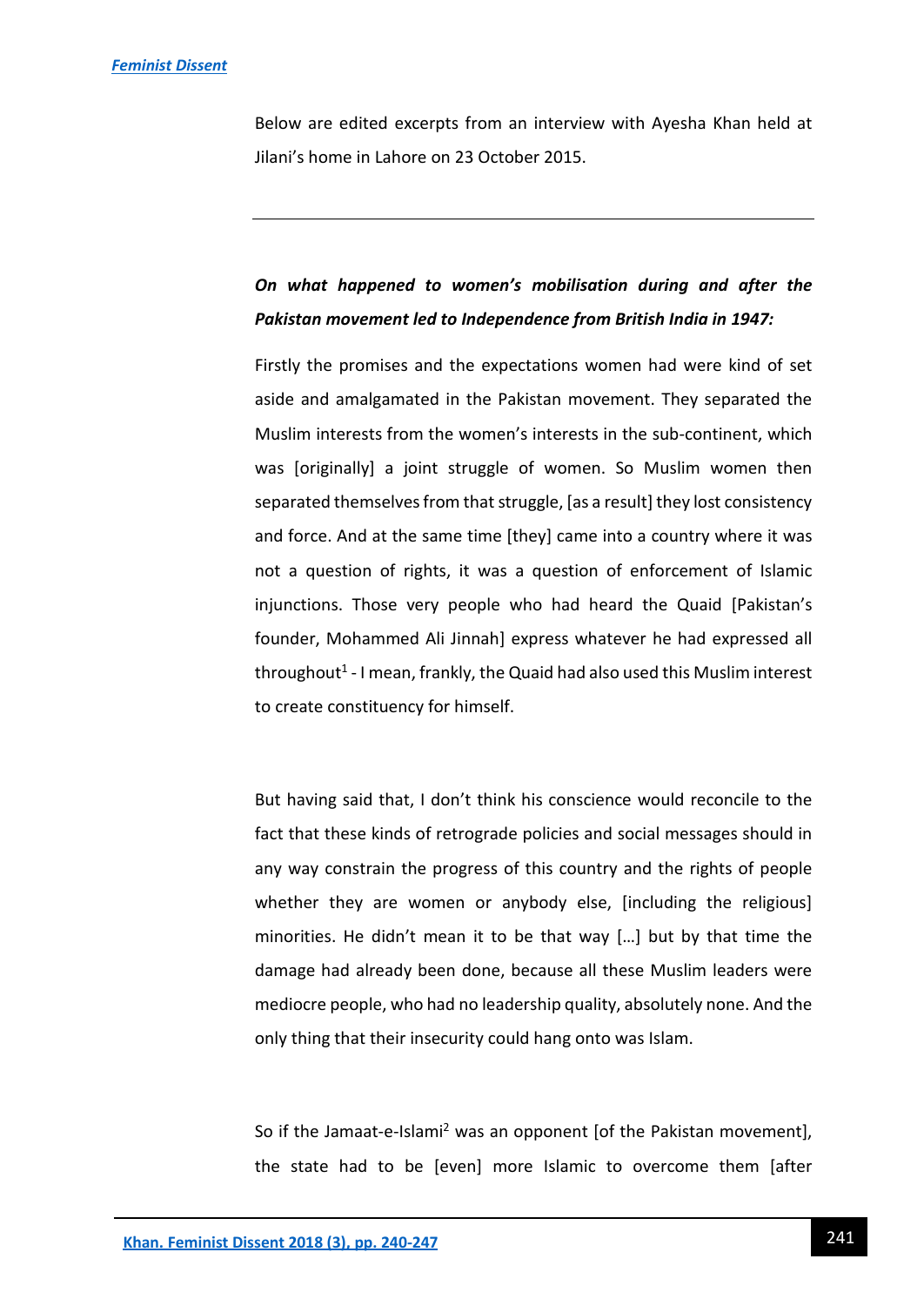Below are edited excerpts from an interview with Ayesha Khan held at Jilani's home in Lahore on 23 October 2015.

---

***On what happened to women's mobilisation during and after the Pakistan movement led to Independence from British India in 1947:***

Firstly the promises and the expectations women had were kind of set aside and amalgamated in the Pakistan movement. They separated the Muslim interests from the women's interests in the sub-continent, which was [originally] a joint struggle of women. So Muslim women then separated themselves from that struggle, [as a result] they lost consistency and force. And at the same time [they] came into a country where it was not a question of rights, it was a question of enforcement of Islamic injunctions. Those very people who had heard the Quaid [Pakistan's founder, Mohammed Ali Jinnah] express whatever he had expressed all throughout[1] - I mean, frankly, the Quaid had also used this Muslim interest to create constituency for himself.

But having said that, I don't think his conscience would reconcile to the fact that these kinds of retrograde policies and social messages should in any way constrain the progress of this country and the rights of people whether they are women or anybody else, [including the religious] minorities. He didn't mean it to be that way […] but by that time the damage had already been done, because all these Muslim leaders were mediocre people, who had no leadership quality, absolutely none. And the only thing that their insecurity could hang onto was Islam.

So if the Jamaat-e-Islami[2] was an opponent [of the Pakistan movement], the state had to be [even] more Islamic to overcome them [after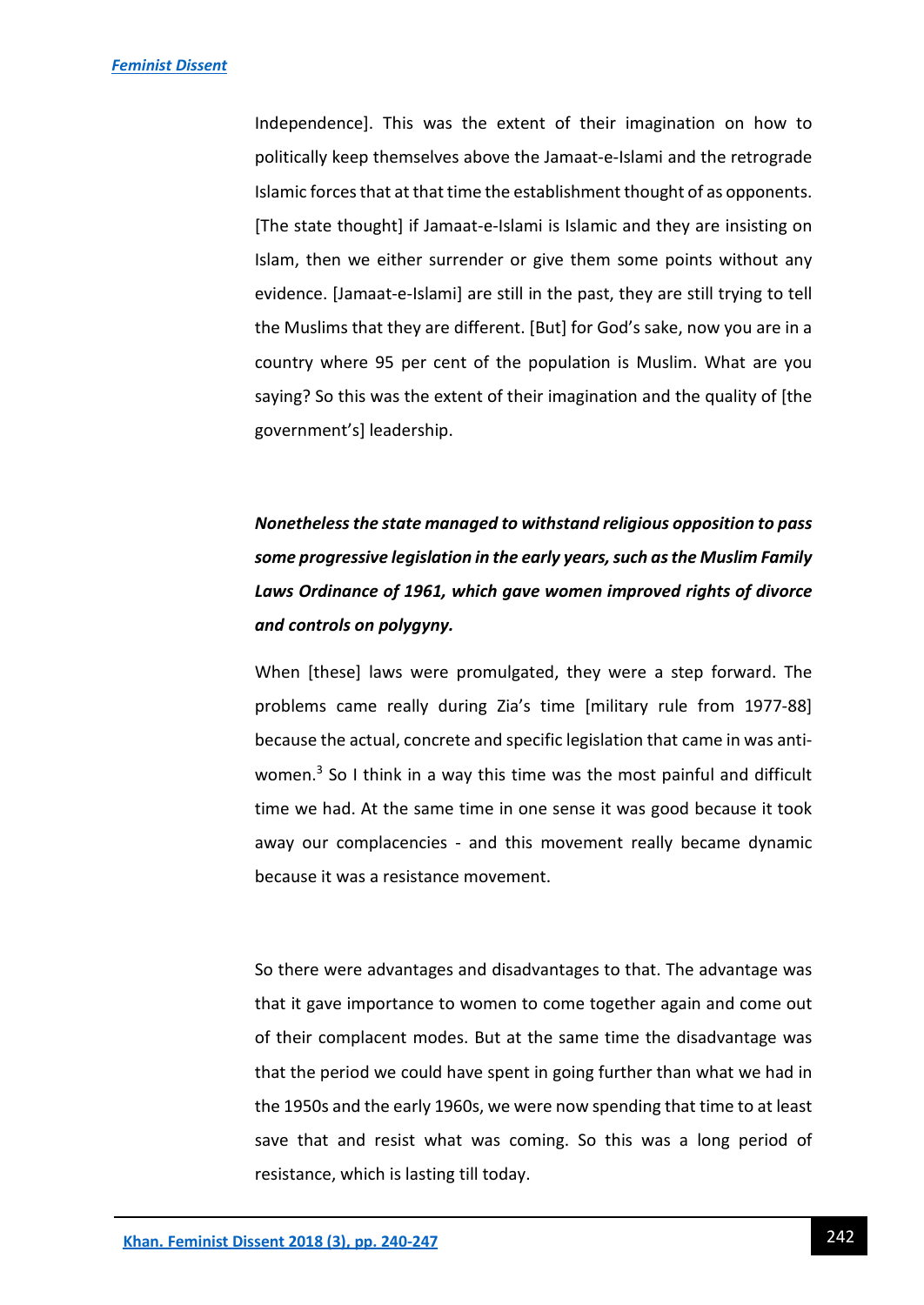Independence]. This was the extent of their imagination on how to politically keep themselves above the Jamaat-e-Islami and the retrograde Islamic forces that at that time the establishment thought of as opponents. [The state thought] if Jamaat-e-Islami is Islamic and they are insisting on Islam, then we either surrender or give them some points without any evidence. [Jamaat-e-Islami] are still in the past, they are still trying to tell the Muslims that they are different. [But] for God's sake, now you are in a country where 95 per cent of the population is Muslim. What are you saying? So this was the extent of their imagination and the quality of [the government's] leadership.

***Nonetheless the state managed to withstand religious opposition to pass some progressive legislation in the early years, such as the Muslim Family Laws Ordinance of 1961, which gave women improved rights of divorce and controls on polygyny.***

When [these] laws were promulgated, they were a step forward. The problems came really during Zia's time [military rule from 1977-88] because the actual, concrete and specific legislation that came in was anti-women.[3] So I think in a way this time was the most painful and difficult time we had. At the same time in one sense it was good because it took away our complacencies - and this movement really became dynamic because it was a resistance movement.

So there were advantages and disadvantages to that. The advantage was that it gave importance to women to come together again and come out of their complacent modes. But at the same time the disadvantage was that the period we could have spent in going further than what we had in the 1950s and the early 1960s, we were now spending that time to at least save that and resist what was coming. So this was a long period of resistance, which is lasting till today.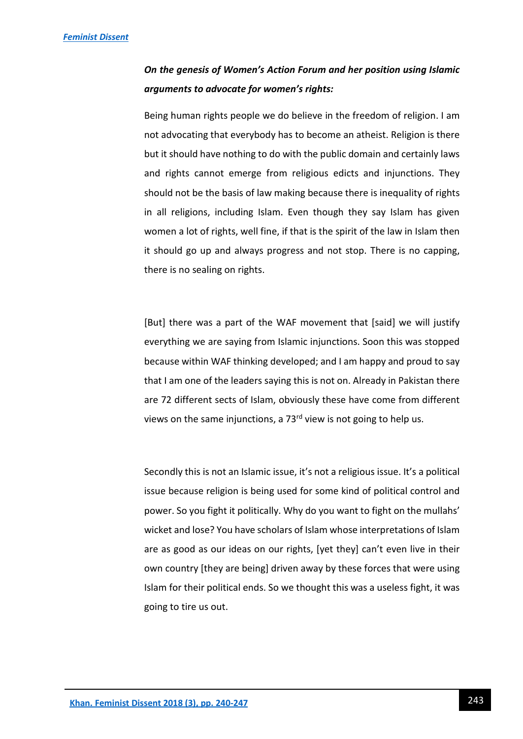***On the genesis of Women's Action Forum and her position using Islamic arguments to advocate for women's rights:***

Being human rights people we do believe in the freedom of religion. I am not advocating that everybody has to become an atheist. Religion is there but it should have nothing to do with the public domain and certainly laws and rights cannot emerge from religious edicts and injunctions. They should not be the basis of law making because there is inequality of rights in all religions, including Islam. Even though they say Islam has given women a lot of rights, well fine, if that is the spirit of the law in Islam then it should go up and always progress and not stop. There is no capping, there is no sealing on rights.

[But] there was a part of the WAF movement that [said] we will justify everything we are saying from Islamic injunctions. Soon this was stopped because within WAF thinking developed; and I am happy and proud to say that I am one of the leaders saying this is not on. Already in Pakistan there are 72 different sects of Islam, obviously these have come from different views on the same injunctions, a 73rd view is not going to help us.

Secondly this is not an Islamic issue, it's not a religious issue. It's a political issue because religion is being used for some kind of political control and power. So you fight it politically. Why do you want to fight on the mullahs' wicket and lose? You have scholars of Islam whose interpretations of Islam are as good as our ideas on our rights, [yet they] can't even live in their own country [they are being] driven away by these forces that were using Islam for their political ends. So we thought this was a useless fight, it was going to tire us out.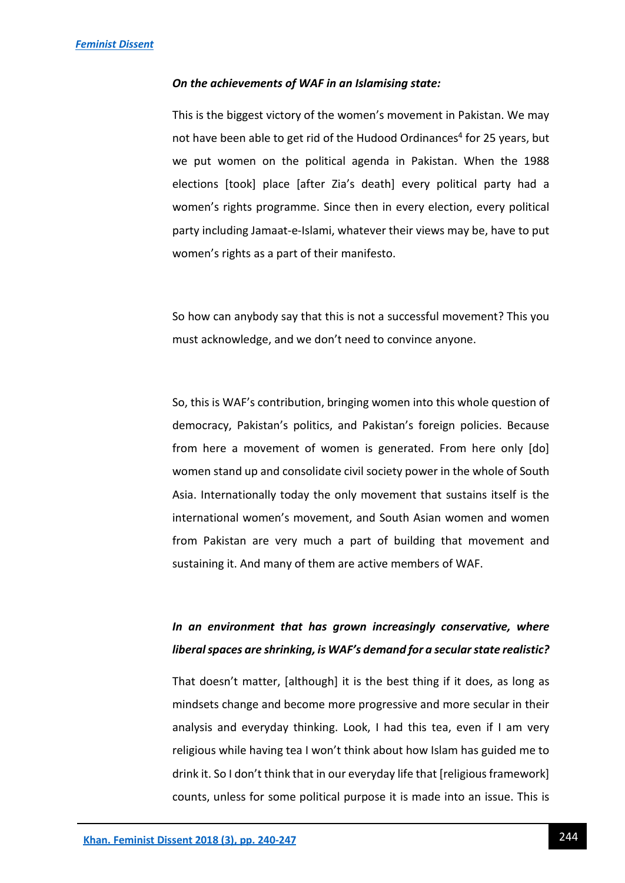***On the achievements of WAF in an Islamising state:***

This is the biggest victory of the women's movement in Pakistan. We may not have been able to get rid of the Hudood Ordinances[4] for 25 years, but we put women on the political agenda in Pakistan. When the 1988 elections [took] place [after Zia's death] every political party had a women's rights programme. Since then in every election, every political party including Jamaat-e-Islami, whatever their views may be, have to put women's rights as a part of their manifesto.

So how can anybody say that this is not a successful movement? This you must acknowledge, and we don't need to convince anyone.

So, this is WAF's contribution, bringing women into this whole question of democracy, Pakistan's politics, and Pakistan's foreign policies. Because from here a movement of women is generated. From here only [do] women stand up and consolidate civil society power in the whole of South Asia. Internationally today the only movement that sustains itself is the international women's movement, and South Asian women and women from Pakistan are very much a part of building that movement and sustaining it. And many of them are active members of WAF.

***In an environment that has grown increasingly conservative, where liberal spaces are shrinking, is WAF's demand for a secular state realistic?***

That doesn't matter, [although] it is the best thing if it does, as long as mindsets change and become more progressive and more secular in their analysis and everyday thinking. Look, I had this tea, even if I am very religious while having tea I won't think about how Islam has guided me to drink it. So I don't think that in our everyday life that [religious framework] counts, unless for some political purpose it is made into an issue. This is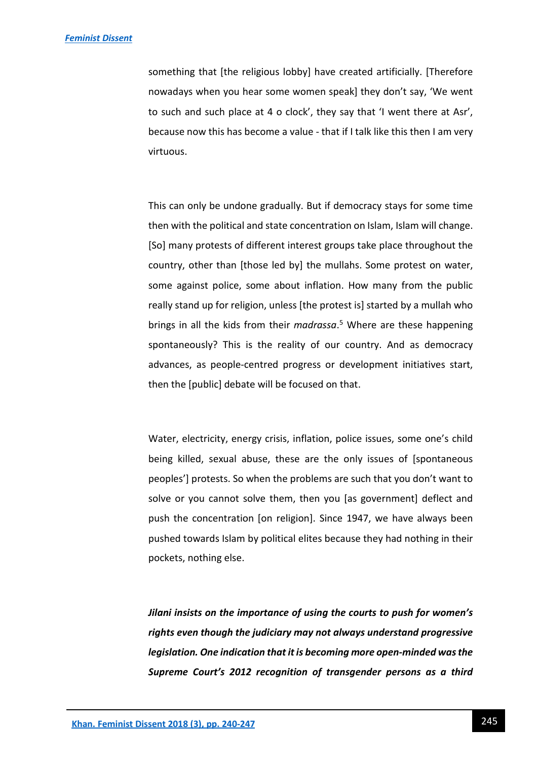something that [the religious lobby] have created artificially. [Therefore nowadays when you hear some women speak] they don't say, 'We went to such and such place at 4 o clock', they say that 'I went there at Asr', because now this has become a value - that if I talk like this then I am very virtuous.

This can only be undone gradually. But if democracy stays for some time then with the political and state concentration on Islam, Islam will change. [So] many protests of different interest groups take place throughout the country, other than [those led by] the mullahs. Some protest on water, some against police, some about inflation. How many from the public really stand up for religion, unless [the protest is] started by a mullah who brings in all the kids from their *madrassa*.[5] Where are these happening spontaneously? This is the reality of our country. And as democracy advances, as people-centred progress or development initiatives start, then the [public] debate will be focused on that.

Water, electricity, energy crisis, inflation, police issues, some one's child being killed, sexual abuse, these are the only issues of [spontaneous peoples'] protests. So when the problems are such that you don't want to solve or you cannot solve them, then you [as government] deflect and push the concentration [on religion]. Since 1947, we have always been pushed towards Islam by political elites because they had nothing in their pockets, nothing else.

***Jilani insists on the importance of using the courts to push for women's rights even though the judiciary may not always understand progressive legislation. One indication that it is becoming more open-minded was the Supreme Court's 2012 recognition of transgender persons as a third***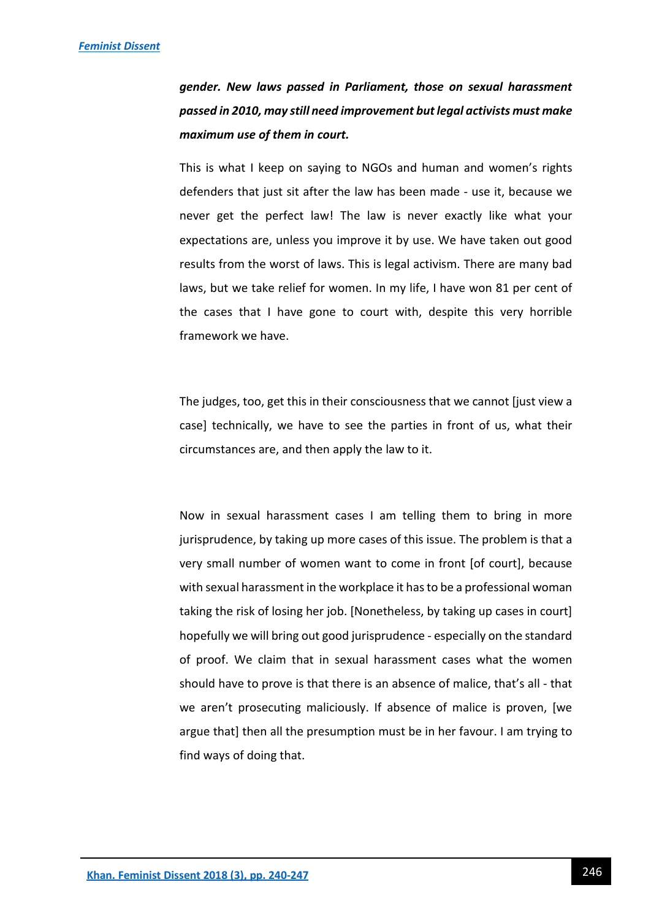***gender. New laws passed in Parliament, those on sexual harassment passed in 2010, may still need improvement but legal activists must make maximum use of them in court.***

This is what I keep on saying to NGOs and human and women's rights defenders that just sit after the law has been made - use it, because we never get the perfect law! The law is never exactly like what your expectations are, unless you improve it by use. We have taken out good results from the worst of laws. This is legal activism. There are many bad laws, but we take relief for women. In my life, I have won 81 per cent of the cases that I have gone to court with, despite this very horrible framework we have.

The judges, too, get this in their consciousness that we cannot [just view a case] technically, we have to see the parties in front of us, what their circumstances are, and then apply the law to it.

Now in sexual harassment cases I am telling them to bring in more jurisprudence, by taking up more cases of this issue. The problem is that a very small number of women want to come in front [of court], because with sexual harassment in the workplace it has to be a professional woman taking the risk of losing her job. [Nonetheless, by taking up cases in court] hopefully we will bring out good jurisprudence - especially on the standard of proof. We claim that in sexual harassment cases what the women should have to prove is that there is an absence of malice, that's all - that we aren't prosecuting maliciously. If absence of malice is proven, [we argue that] then all the presumption must be in her favour. I am trying to find ways of doing that.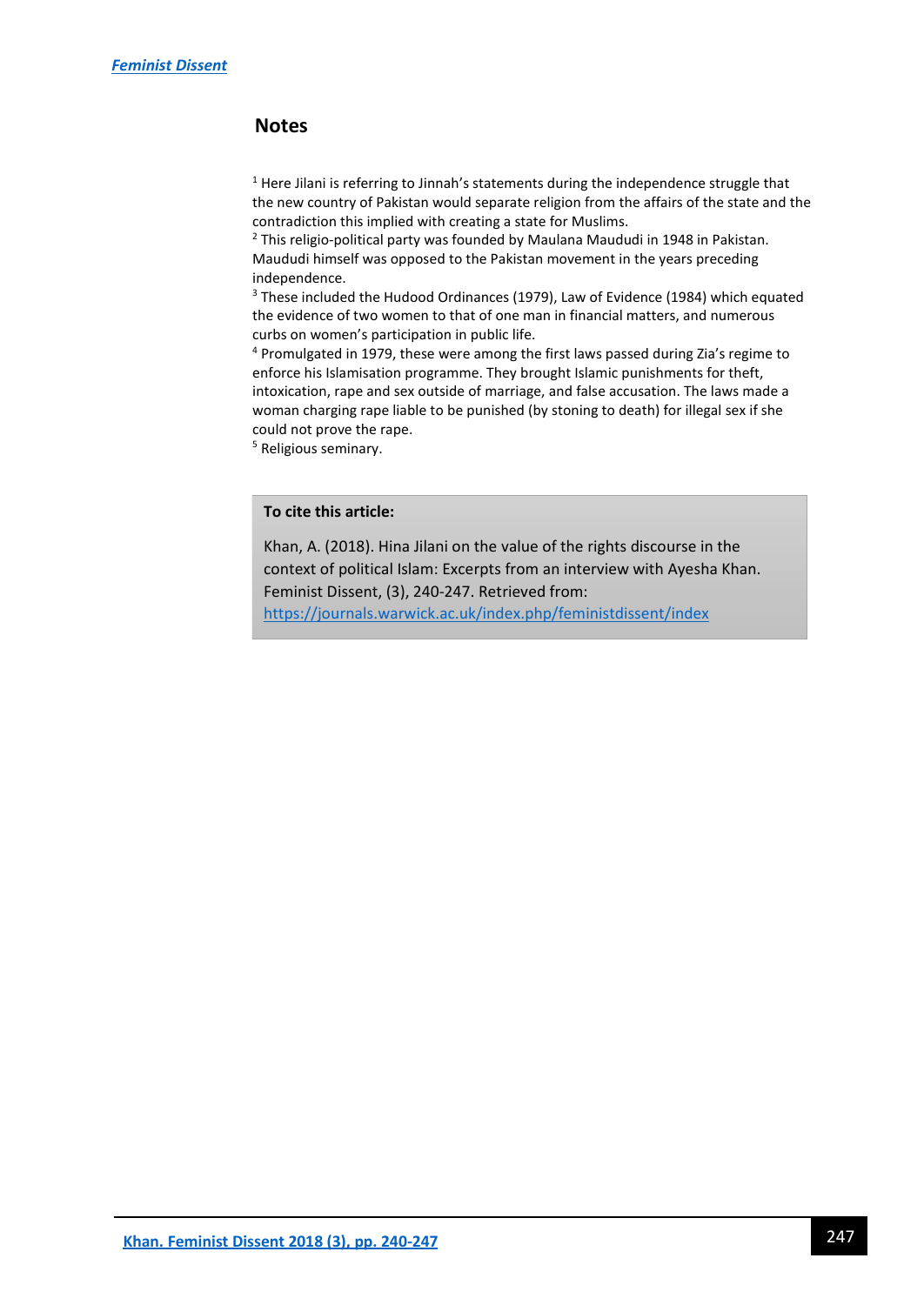## Notes

[1] Here Jilani is referring to Jinnah's statements during the independence struggle that the new country of Pakistan would separate religion from the affairs of the state and the contradiction this implied with creating a state for Muslims.

[2] This religio-political party was founded by Maulana Maududi in 1948 in Pakistan. Maududi himself was opposed to the Pakistan movement in the years preceding independence.

[3] These included the Hudood Ordinances (1979), Law of Evidence (1984) which equated the evidence of two women to that of one man in financial matters, and numerous curbs on women's participation in public life.

[4] Promulgated in 1979, these were among the first laws passed during Zia's regime to enforce his Islamisation programme. They brought Islamic punishments for theft, intoxication, rape and sex outside of marriage, and false accusation. The laws made a woman charging rape liable to be punished (by stoning to death) for illegal sex if she could not prove the rape.

[5] Religious seminary.

**To cite this article:**

Khan, A. (2018). Hina Jilani on the value of the rights discourse in the context of political Islam: Excerpts from an interview with Ayesha Khan. Feminist Dissent, (3), 240-247. Retrieved from: https://journals.warwick.ac.uk/index.php/feministdissent/index